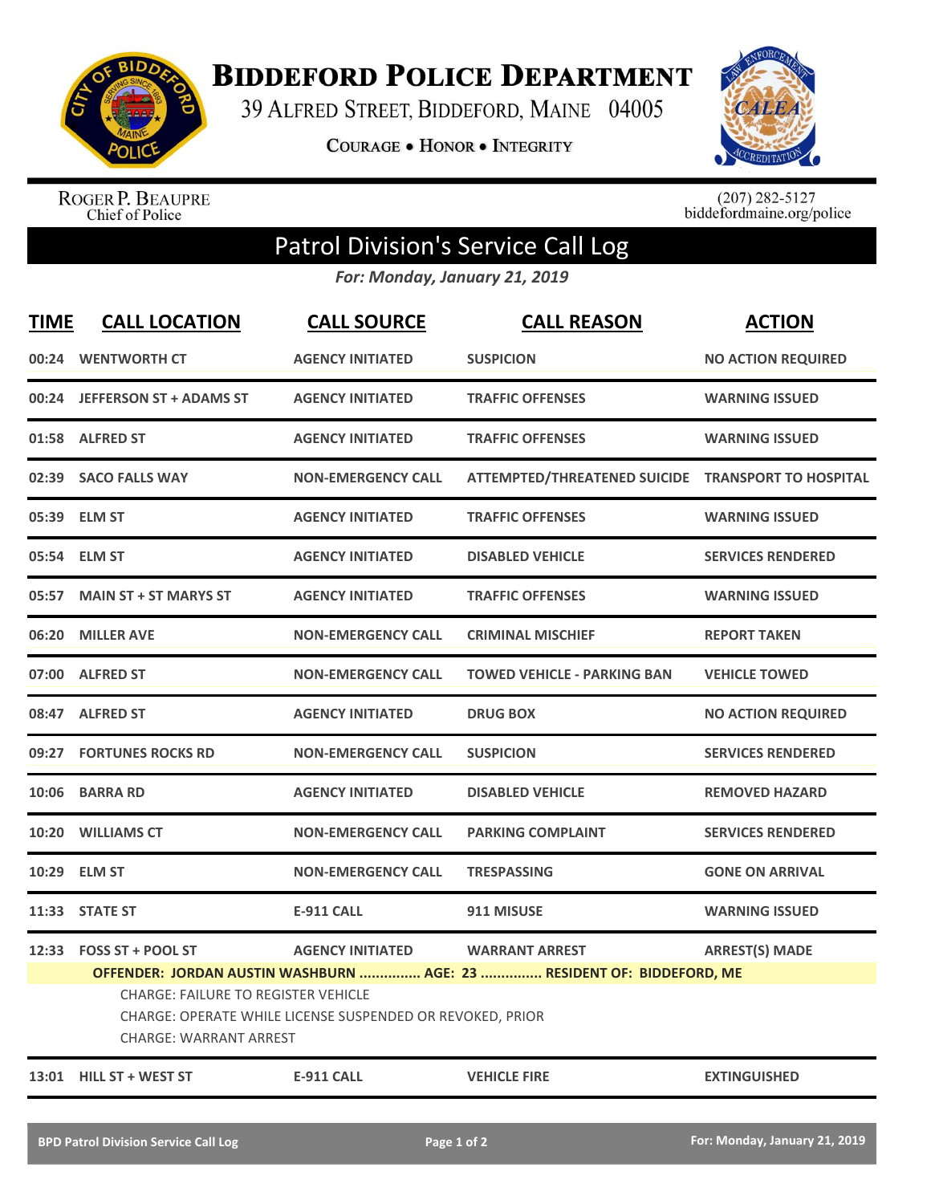# Biddeford Police Department

39 Alfred Street, Biddeford, Maine 04005

**Courage • Honor • Integrity**

Roger P. Beaupre
Chief of Police

(207) 282-5127
biddefordmaine.org/police

## Patrol Division's Service Call Log

*For: Monday, January 21, 2019*

| TIME | CALL LOCATION | CALL SOURCE | CALL REASON | ACTION |
|---|---|---|---|---|
| 00:24 | WENTWORTH CT | AGENCY INITIATED | SUSPICION | NO ACTION REQUIRED |
| 00:24 | JEFFERSON ST + ADAMS ST | AGENCY INITIATED | TRAFFIC OFFENSES | WARNING ISSUED |
| 01:58 | ALFRED ST | AGENCY INITIATED | TRAFFIC OFFENSES | WARNING ISSUED |
| 02:39 | SACO FALLS WAY | NON-EMERGENCY CALL | ATTEMPTED/THREATENED SUICIDE | TRANSPORT TO HOSPITAL |
| 05:39 | ELM ST | AGENCY INITIATED | TRAFFIC OFFENSES | WARNING ISSUED |
| 05:54 | ELM ST | AGENCY INITIATED | DISABLED VEHICLE | SERVICES RENDERED |
| 05:57 | MAIN ST + ST MARYS ST | AGENCY INITIATED | TRAFFIC OFFENSES | WARNING ISSUED |
| 06:20 | MILLER AVE | NON-EMERGENCY CALL | CRIMINAL MISCHIEF | REPORT TAKEN |
| 07:00 | ALFRED ST | NON-EMERGENCY CALL | TOWED VEHICLE - PARKING BAN | VEHICLE TOWED |
| 08:47 | ALFRED ST | AGENCY INITIATED | DRUG BOX | NO ACTION REQUIRED |
| 09:27 | FORTUNES ROCKS RD | NON-EMERGENCY CALL | SUSPICION | SERVICES RENDERED |
| 10:06 | BARRA RD | AGENCY INITIATED | DISABLED VEHICLE | REMOVED HAZARD |
| 10:20 | WILLIAMS CT | NON-EMERGENCY CALL | PARKING COMPLAINT | SERVICES RENDERED |
| 10:29 | ELM ST | NON-EMERGENCY CALL | TRESPASSING | GONE ON ARRIVAL |
| 11:33 | STATE ST | E-911 CALL | 911 MISUSE | WARNING ISSUED |
| 12:33 | FOSS ST + POOL ST | AGENCY INITIATED | WARRANT ARREST | ARREST(S) MADE |

**OFFENDER: JORDAN AUSTIN WASHBURN ............... AGE: 23 ............... RESIDENT OF: BIDDEFORD, ME**

CHARGE: FAILURE TO REGISTER VEHICLE
CHARGE: OPERATE WHILE LICENSE SUSPENDED OR REVOKED, PRIOR
CHARGE: WARRANT ARREST

| TIME | CALL LOCATION | CALL SOURCE | CALL REASON | ACTION |
|---|---|---|---|---|
| 13:01 | HILL ST + WEST ST | E-911 CALL | VEHICLE FIRE | EXTINGUISHED |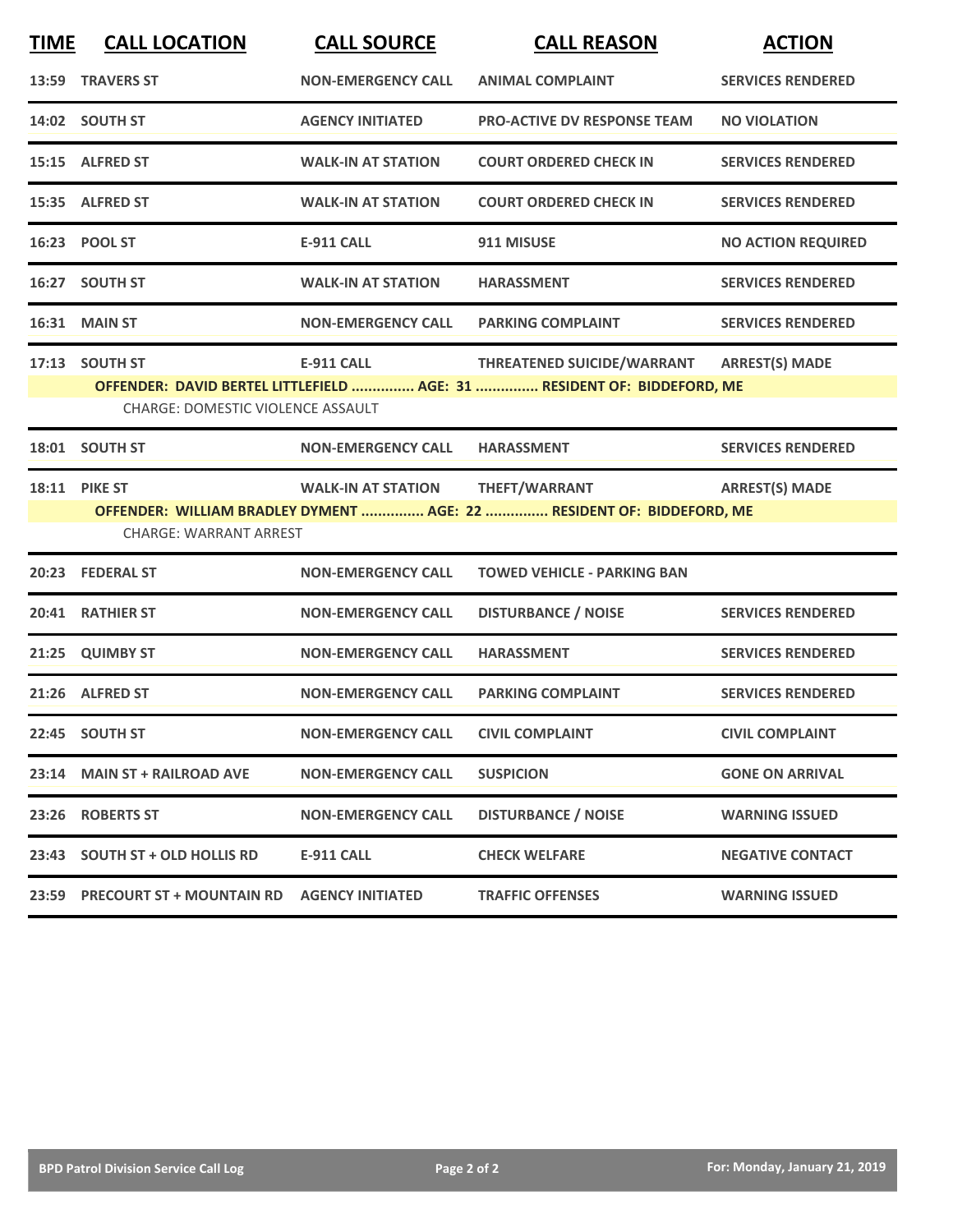| TIME | CALL LOCATION | CALL SOURCE | CALL REASON | ACTION |
|---|---|---|---|---|
| 13:59 | TRAVERS ST | NON-EMERGENCY CALL | ANIMAL COMPLAINT | SERVICES RENDERED |
| 14:02 | SOUTH ST | AGENCY INITIATED | PRO-ACTIVE DV RESPONSE TEAM | NO VIOLATION |
| 15:15 | ALFRED ST | WALK-IN AT STATION | COURT ORDERED CHECK IN | SERVICES RENDERED |
| 15:35 | ALFRED ST | WALK-IN AT STATION | COURT ORDERED CHECK IN | SERVICES RENDERED |
| 16:23 | POOL ST | E-911 CALL | 911 MISUSE | NO ACTION REQUIRED |
| 16:27 | SOUTH ST | WALK-IN AT STATION | HARASSMENT | SERVICES RENDERED |
| 16:31 | MAIN ST | NON-EMERGENCY CALL | PARKING COMPLAINT | SERVICES RENDERED |
| 17:13 | SOUTH ST | E-911 CALL | THREATENED SUICIDE/WARRANT | ARREST(S) MADE |
| | OFFENDER: DAVID BERTEL LITTLEFIELD ............... AGE: 31 ............... RESIDENT OF: BIDDEFORD, ME | | | |
| | CHARGE: DOMESTIC VIOLENCE ASSAULT | | | |
| 18:01 | SOUTH ST | NON-EMERGENCY CALL | HARASSMENT | SERVICES RENDERED |
| 18:11 | PIKE ST | WALK-IN AT STATION | THEFT/WARRANT | ARREST(S) MADE |
| | OFFENDER: WILLIAM BRADLEY DYMENT ............... AGE: 22 ............... RESIDENT OF: BIDDEFORD, ME | | | |
| | CHARGE: WARRANT ARREST | | | |
| 20:23 | FEDERAL ST | NON-EMERGENCY CALL | TOWED VEHICLE - PARKING BAN | |
| 20:41 | RATHIER ST | NON-EMERGENCY CALL | DISTURBANCE / NOISE | SERVICES RENDERED |
| 21:25 | QUIMBY ST | NON-EMERGENCY CALL | HARASSMENT | SERVICES RENDERED |
| 21:26 | ALFRED ST | NON-EMERGENCY CALL | PARKING COMPLAINT | SERVICES RENDERED |
| 22:45 | SOUTH ST | NON-EMERGENCY CALL | CIVIL COMPLAINT | CIVIL COMPLAINT |
| 23:14 | MAIN ST + RAILROAD AVE | NON-EMERGENCY CALL | SUSPICION | GONE ON ARRIVAL |
| 23:26 | ROBERTS ST | NON-EMERGENCY CALL | DISTURBANCE / NOISE | WARNING ISSUED |
| 23:43 | SOUTH ST + OLD HOLLIS RD | E-911 CALL | CHECK WELFARE | NEGATIVE CONTACT |
| 23:59 | PRECOURT ST + MOUNTAIN RD | AGENCY INITIATED | TRAFFIC OFFENSES | WARNING ISSUED |